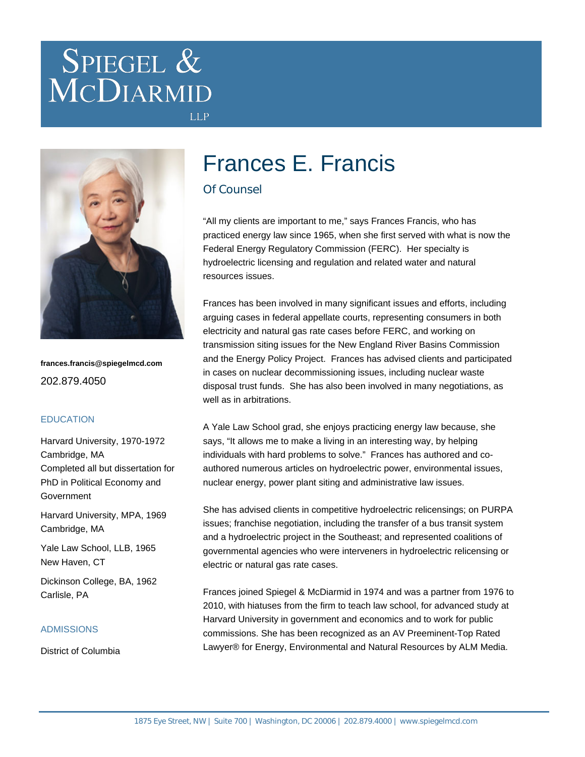# Spiegel & McDiarmid LLP

# Frances E. Francis

## Of Counsel

**frances.francis@spiegelmcd.com**

202.879.4050

### EDUCATION

Harvard University, 1970-1972
Cambridge, MA
Completed all but dissertation for PhD in Political Economy and Government

Harvard University, MPA, 1969
Cambridge, MA

Yale Law School, LLB, 1965
New Haven, CT

Dickinson College, BA, 1962
Carlisle, PA

### ADMISSIONS

District of Columbia

"All my clients are important to me," says Frances Francis, who has practiced energy law since 1965, when she first served with what is now the Federal Energy Regulatory Commission (FERC). Her specialty is hydroelectric licensing and regulation and related water and natural resources issues.

Frances has been involved in many significant issues and efforts, including arguing cases in federal appellate courts, representing consumers in both electricity and natural gas rate cases before FERC, and working on transmission siting issues for the New England River Basins Commission and the Energy Policy Project. Frances has advised clients and participated in cases on nuclear decommissioning issues, including nuclear waste disposal trust funds. She has also been involved in many negotiations, as well as in arbitrations.

A Yale Law School grad, she enjoys practicing energy law because, she says, "It allows me to make a living in an interesting way, by helping individuals with hard problems to solve." Frances has authored and co-authored numerous articles on hydroelectric power, environmental issues, nuclear energy, power plant siting and administrative law issues.

She has advised clients in competitive hydroelectric relicensings; on PURPA issues; franchise negotiation, including the transfer of a bus transit system and a hydroelectric project in the Southeast; and represented coalitions of governmental agencies who were interveners in hydroelectric relicensing or electric or natural gas rate cases.

Frances joined Spiegel & McDiarmid in 1974 and was a partner from 1976 to 2010, with hiatuses from the firm to teach law school, for advanced study at Harvard University in government and economics and to work for public commissions. She has been recognized as an AV Preeminent-Top Rated Lawyer® for Energy, Environmental and Natural Resources by ALM Media.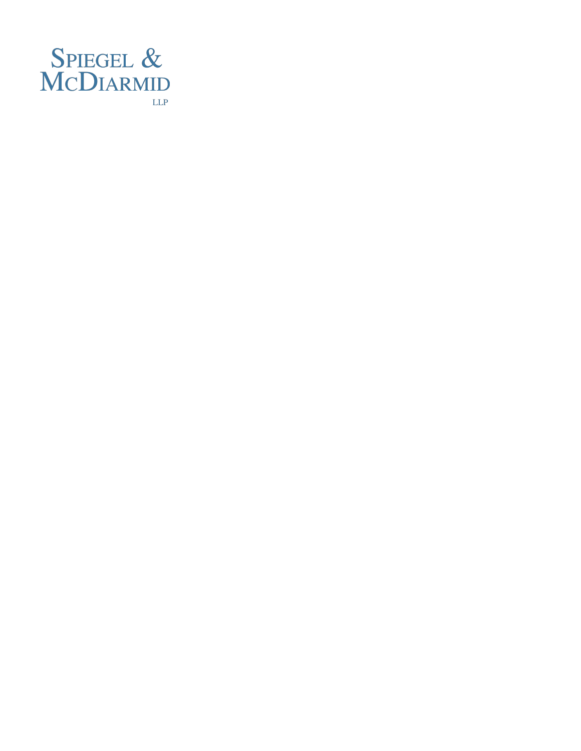SPIEGEL &
McDIARMID

LLP